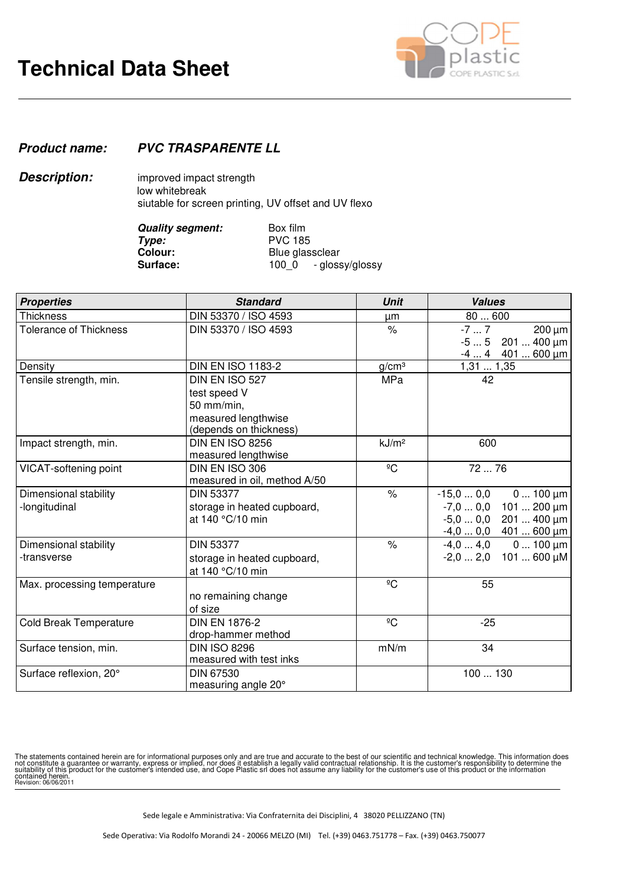# Technical Data Sheet

***Product name:*** ***PVC TRASPARENTE LL***

***Description:***

improved impact strength
low whitebreak
siutable for screen printing, UV offset and UV flexo

***Quality segment:*** Box film
***Type:*** PVC 185
**Colour:** Blue glassclear
**Surface:** 100_0 - glossy/glossy

| *Properties* | *Standard* | *Unit* | *Values* |
|---|---|---|---|
| Thickness | DIN 53370 / ISO 4593 | µm | 80 ... 600 |
| Tolerance of Thickness | DIN 53370 / ISO 4593 | % | -7 ... 7 200 µm<br>-5 ... 5 201 ... 400 µm<br>-4 ... 4 401 ... 600 µm |
| Density | DIN EN ISO 1183-2 | g/cm³ | 1,31 ... 1,35 |
| Tensile strength, min. | DIN EN ISO 527<br>test speed V<br>50 mm/min,<br>measured lengthwise<br>(depends on thickness) | MPa | 42 |
| Impact strength, min. | DIN EN ISO 8256<br>measured lengthwise | kJ/m² | 600 |
| VICAT-softening point | DIN EN ISO 306<br>measured in oil, method A/50 | ºC | 72 ... 76 |
| Dimensional stability<br>-longitudinal | DIN 53377<br>storage in heated cupboard,<br>at 140 °C/10 min | % | -15,0 ... 0,0 0 ... 100 µm<br>-7,0 ... 0,0 101 ... 200 µm<br>-5,0 ... 0,0 201 ... 400 µm<br>-4,0 ... 0,0 401 ... 600 µm |
| Dimensional stability<br>-transverse | DIN 53377<br>storage in heated cupboard,<br>at 140 °C/10 min | % | -4,0 ... 4,0 0 ... 100 µm<br>-2,0 ... 2,0 101 ... 600 µM |
| Max. processing temperature | no remaining change<br>of size | ºC | 55 |
| Cold Break Temperature | DIN EN 1876-2<br>drop-hammer method | ºC | -25 |
| Surface tension, min. | DIN ISO 8296<br>measured with test inks | mN/m | 34 |
| Surface reflexion, 20° | DIN 67530<br>measuring angle 20° | | 100 ... 130 |

The statements contained herein are for informational purposes only and are true and accurate to the best of our scientific and technical knowledge. This information does not constitute a guarantee or warranty, express or implied, nor does it establish a legally valid contractual relationship. It is the customer's responsibility to determine the suitability of this product for the customer's intended use, and Cope Plastic srl does not assume any liability for the customer's use of this product or the information contained herein.
Revision: 06/06/2011

Sede legale e Amministrativa: Via Confraternita dei Disciplini, 4 38020 PELLIZZANO (TN)

Sede Operativa: Via Rodolfo Morandi 24 - 20066 MELZO (MI) Tel. (+39) 0463.751778 – Fax. (+39) 0463.750077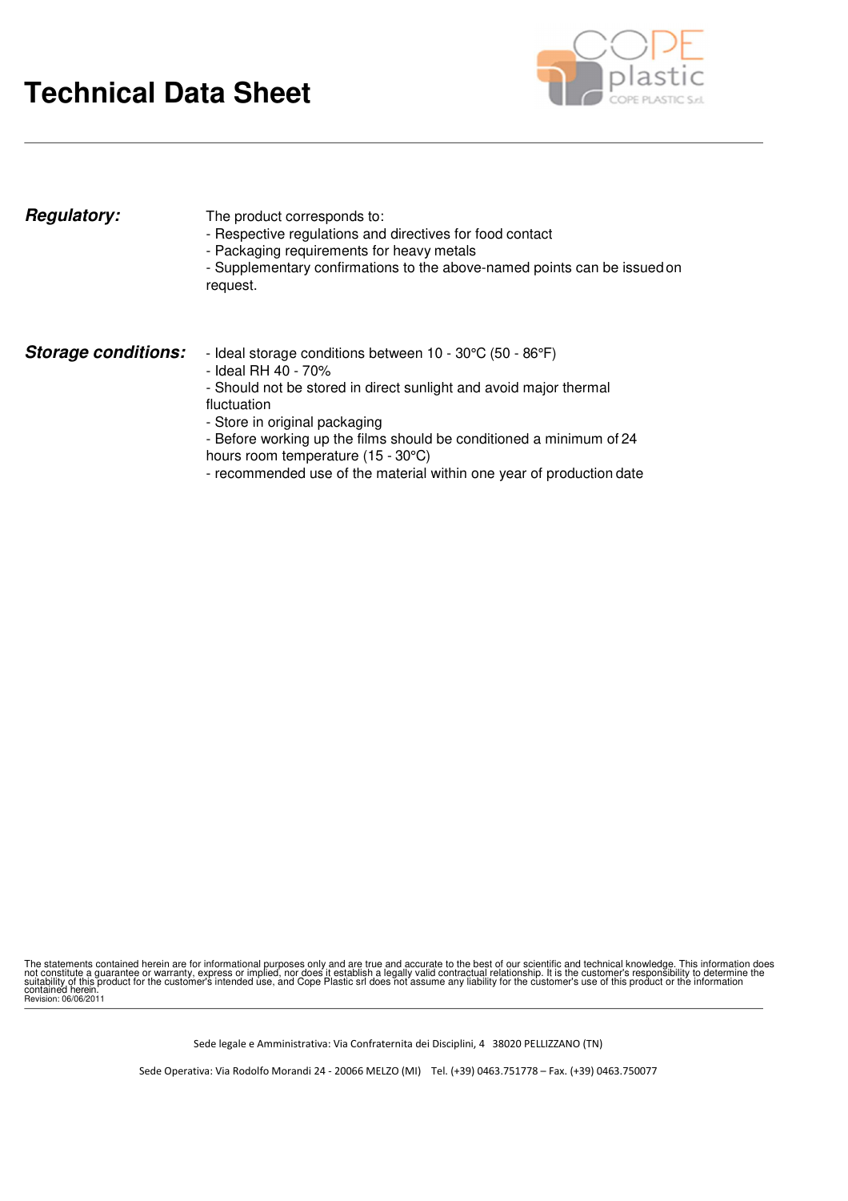# Technical Data Sheet

***Regulatory:***

The product corresponds to:
- Respective regulations and directives for food contact
- Packaging requirements for heavy metals
- Supplementary confirmations to the above-named points can be issued on request.

***Storage conditions:***

- Ideal storage conditions between 10 - 30°C (50 - 86°F)
- Ideal RH 40 - 70%
- Should not be stored in direct sunlight and avoid major thermal fluctuation
- Store in original packaging
- Before working up the films should be conditioned a minimum of 24 hours room temperature (15 - 30°C)
- recommended use of the material within one year of production date

The statements contained herein are for informational purposes only and are true and accurate to the best of our scientific and technical knowledge. This information does not constitute a guarantee or warranty, express or implied, nor does it establish a legally valid contractual relationship. It is the customer's responsibility to determine the suitability of this product for the customer's intended use, and Cope Plastic srl does not assume any liability for the customer's use of this product or the information contained herein.
Revision: 06/06/2011

Sede legale e Amministrativa: Via Confraternita dei Disciplini, 4 38020 PELLIZZANO (TN)

Sede Operativa: Via Rodolfo Morandi 24 - 20066 MELZO (MI) Tel. (+39) 0463.751778 – Fax. (+39) 0463.750077